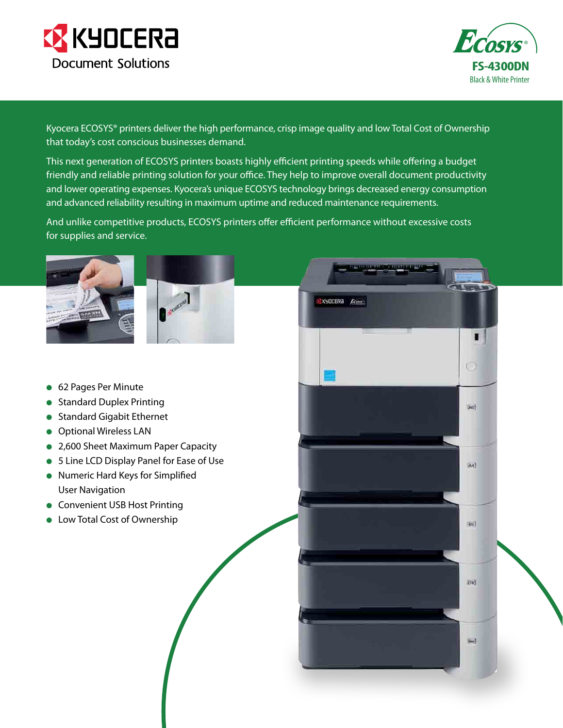KYOCERA Document Solutions

ECOSYS®

# FS-4300DN

Black & White Printer

Kyocera ECOSYS® printers deliver the high performance, crisp image quality and low Total Cost of Ownership that today's cost conscious businesses demand.

This next generation of ECOSYS printers boasts highly efficient printing speeds while offering a budget friendly and reliable printing solution for your office. They help to improve overall document productivity and lower operating expenses. Kyocera's unique ECOSYS technology brings decreased energy consumption and advanced reliability resulting in maximum uptime and reduced maintenance requirements.

And unlike competitive products, ECOSYS printers offer efficient performance without excessive costs for supplies and service.

- 62 Pages Per Minute
- Standard Duplex Printing
- Standard Gigabit Ethernet
- Optional Wireless LAN
- 2,600 Sheet Maximum Paper Capacity
- 5 Line LCD Display Panel for Ease of Use
- Numeric Hard Keys for Simplified User Navigation
- Convenient USB Host Printing
- Low Total Cost of Ownership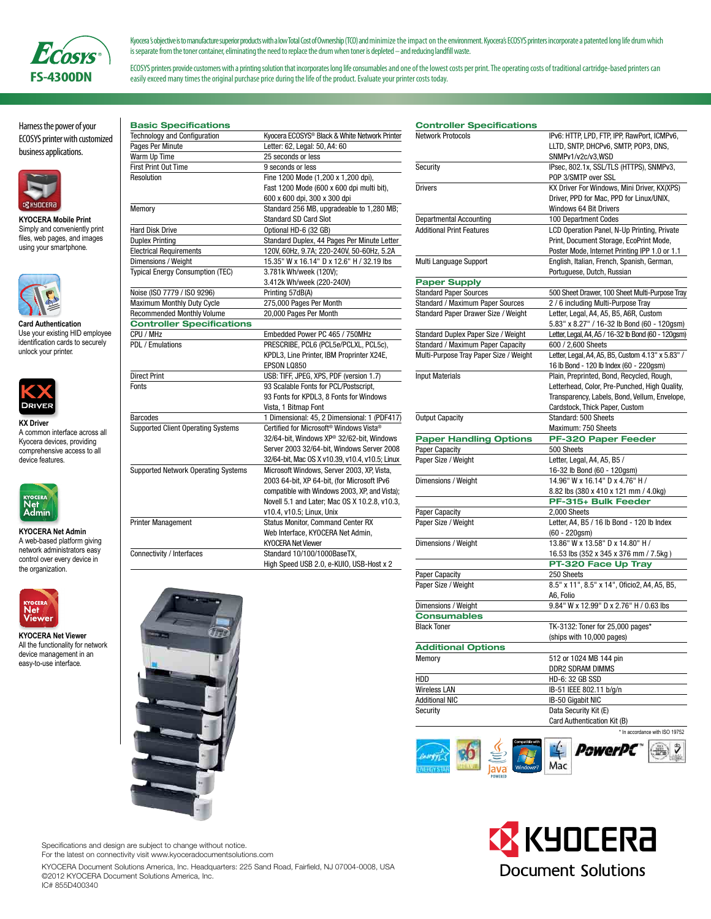# ECOSYS FS-4300DN

Kyocera's objective is to manufacture superior products with a low Total Cost of Ownership (TCO) and minimize the impact on the environment. Kyocera's ECOSYS printers incorporate a patented long life drum which is separate from the toner container, eliminating the need to replace the drum when toner is depleted – and reducing landfill waste.

ECOSYS printers provide customers with a printing solution that incorporates long life consumables and one of the lowest costs per print. The operating costs of traditional cartridge-based printers can easily exceed many times the original purchase price during the life of the printer. Evaluate your printer costs today.

Harness the power of your ECOSYS printer with customized business applications.

**KYOCERA Mobile Print**
Simply and conveniently print files, web pages, and images using your smartphone.

**Card Authentication**
Use your existing HID employee identification cards to securely unlock your printer.

**KX Driver**
A common interface across all Kyocera devices, providing comprehensive access to all device features.

**KYOCERA Net Admin**
A web-based platform giving network administrators easy control over every device in the organization.

**KYOCERA Net Viewer**
All the functionality for network device management in an easy-to-use interface.

## Basic Specifications

| | |
|---|---|
| Technology and Configuration | Kyocera ECOSYS® Black & White Network Printer |
| Pages Per Minute | Letter: 62, Legal: 50, A4: 60 |
| Warm Up Time | 25 seconds or less |
| First Print Out Time | 9 seconds or less |
| Resolution | Fine 1200 Mode (1,200 x 1,200 dpi), Fast 1200 Mode (600 x 600 dpi multi bit), 600 x 600 dpi, 300 x 300 dpi |
| Memory | Standard 256 MB, upgradeable to 1,280 MB; Standard SD Card Slot |
| Hard Disk Drive | Optional HD-6 (32 GB) |
| Duplex Printing | Standard Duplex, 44 Pages Per Minute Letter |
| Electrical Requirements | 120V, 60Hz, 9.7A; 220-240V, 50-60Hz, 5.2A |
| Dimensions / Weight | 15.35" W x 16.14" D x 12.6" H / 32.19 lbs |
| Typical Energy Consumption (TEC) | 3.781k Wh/week (120V); 3.412k Wh/week (220-240V) |
| Noise (ISO 7779 / ISO 9296) | Printing 57dB(A) |
| Maximum Monthly Duty Cycle | 275,000 Pages Per Month |
| Recommended Monthly Volume | 20,000 Pages Per Month |

## Controller Specifications

| | |
|---|---|
| CPU / MHz | Embedded Power PC 465 / 750MHz |
| PDL / Emulations | PRESCRIBE, PCL6 (PCL5e/PCLXL, PCL5c), KPDL3, Line Printer, IBM Proprinter X24E, EPSON LQ850 |
| Direct Print | USB: TIFF, JPEG, XPS, PDF (version 1.7) |
| Fonts | 93 Scalable Fonts for PCL/Postscript, 93 Fonts for KPDL3, 8 Fonts for Windows Vista, 1 Bitmap Font |
| Barcodes | 1 Dimensional: 45, 2 Dimensional: 1 (PDF417) |
| Supported Client Operating Systems | Certified for Microsoft® Windows Vista® 32/64-bit, Windows XP® 32/62-bit, Windows Server 2003 32/64-bit, Windows Server 2008 32/64-bit, Mac OS X v10.39, v10.4, v10.5; Linux |
| Supported Network Operating Systems | Microsoft Windows, Server 2003, XP, Vista, 2003 64-bit, XP 64-bit, (for Microsoft IPv6 compatible with Windows 2003, XP, and Vista); Novell 5.1 and Later; Mac OS X 10.2.8, v10.3, v10.4, v10.5; Linux, Unix |
| Printer Management | Status Monitor, Command Center RX Web Interface, KYOCERA Net Admin, KYOCERA Net Viewer |
| Connectivity / Interfaces | Standard 10/100/1000BaseTX, High Speed USB 2.0, e-KUIO, USB-Host x 2 |

## Controller Specifications

| | |
|---|---|
| Network Protocols | IPv6: HTTP, LPD, FTP, IPP, RawPort, ICMPv6, LLTD, SNTP, DHCPv6, SMTP, POP3, DNS, SNMPv1/v2c/v3,WSD |
| Security | IPsec, 802.1x, SSL/TLS (HTTPS), SNMPv3, POP 3/SMTP over SSL |
| Drivers | KX Driver For Windows, Mini Driver, KX(XPS) Driver, PPD for Mac, PPD for Linux/UNIX, Windows 64 Bit Drivers |
| Departmental Accounting | 100 Department Codes |
| Additional Print Features | LCD Operation Panel, N-Up Printing, Private Print, Document Storage, EcoPrint Mode, Poster Mode, Internet Printing IPP 1.0 or 1.1 |
| Multi Language Support | English, Italian, French, Spanish, German, Portuguese, Dutch, Russian |

## Paper Supply

| | |
|---|---|
| Standard Paper Sources | 500 Sheet Drawer, 100 Sheet Multi-Purpose Tray |
| Standard / Maximum Paper Sources | 2 / 6 including Multi-Purpose Tray |
| Standard Paper Drawer Size / Weight | Letter, Legal, A4, A5, B5, A6R, Custom 5.83" x 8.27" / 16-32 lb Bond (60 - 120gsm) |
| Standard Duplex Paper Size / Weight | Letter, Legal, A4, A5 / 16-32 lb Bond (60 - 120gsm) |
| Standard / Maximum Paper Capacity | 600 / 2,600 Sheets |
| Multi-Purpose Tray Paper Size / Weight | Letter, Legal, A4, A5, Custom 4.13" x 5.83" / 16 lb Bond - 120 lb Index (60 - 220gsm) |
| Input Materials | Plain, Preprinted, Bond, Recycled, Rough, Letterhead, Color, Pre-Punched, High Quality, Transparency, Labels, Bond, Vellum, Envelope, Cardstock, Thick Paper, Custom |
| Output Capacity | Standard: 500 Sheets Maximum: 750 Sheets |

## Paper Handling Options

### PF-320 Paper Feeder

| | |
|---|---|
| Paper Capacity | 500 Sheets |
| Paper Size / Weight | Letter, Legal, A4, A5, B5 / 16-32 lb Bond (60 - 120gsm) |
| Dimensions / Weight | 14.96" W x 16.14" D x 4.76" H / 8.82 lbs (380 x 410 x 121 mm / 4.0kg) |

### PF-315+ Bulk Feeder

| | |
|---|---|
| Paper Capacity | 2,000 Sheets |
| Paper Size / Weight | Letter, A4, B5 / 16 lb Bond - 120 lb Index (60 - 220gsm) |
| Dimensions / Weight | 13.86" W x 13.58" D x 14.80" H / 16.53 lbs (352 x 345 x 376 mm / 7.5kg ) |

### PT-320 Face Up Tray

| | |
|---|---|
| Paper Capacity | 250 Sheets |
| Paper Size / Weight | 8.5" x 11", 8.5" x 14", Oficio2, A4, A5, B5, A6, Folio |
| Dimensions / Weight | 9.84" W x 12.99" D x 2.76" H / 0.63 lbs |

## Consumables

| | |
|---|---|
| Black Toner | TK-3132: Toner for 25,000 pages* (ships with 10,000 pages) |

## Additional Options

| | |
|---|---|
| Memory | 512 or 1024 MB 144 pin DDR2 SDRAM DIMMS |
| HDD | HD-6: 32 GB SSD |
| Wireless LAN | IB-51 IEEE 802.11 b/g/n |
| Additional NIC | IB-50 Gigabit NIC |
| Security | Data Security Kit (E) Card Authentication Kit (B) |

\* In accordance with ISO 19752

Specifications and design are subject to change without notice.
For the latest on connectivity visit www.kyoceradocumentsolutions.com

KYOCERA Document Solutions America, Inc. Headquarters: 225 Sand Road, Fairfield, NJ 07004-0008, USA
©2012 KYOCERA Document Solutions America, Inc.
IC# 855D400340

KYOCERA Document Solutions